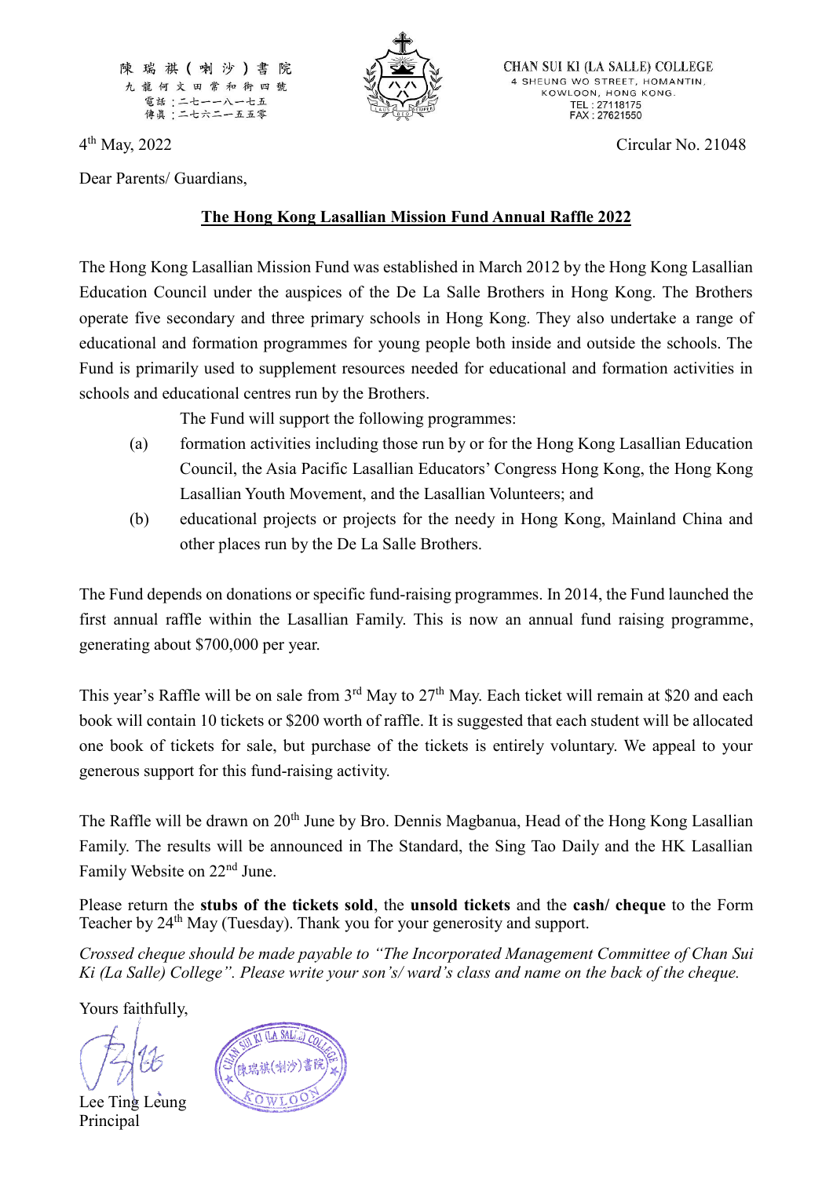陳瑞祺(喇沙)書院
九龍何文田常和街四號
電話：二七一一八一七五
傳真：二七六二一五五零

CHAN SUI KI (LA SALLE) COLLEGE
4 SHEUNG WO STREET, HOMANTIN,
KOWLOON, HONG KONG.
TEL : 27118175
FAX : 27621550

4th May, 2022 Circular No. 21048

Dear Parents/ Guardians,

## The Hong Kong Lasallian Mission Fund Annual Raffle 2022

The Hong Kong Lasallian Mission Fund was established in March 2012 by the Hong Kong Lasallian Education Council under the auspices of the De La Salle Brothers in Hong Kong. The Brothers operate five secondary and three primary schools in Hong Kong. They also undertake a range of educational and formation programmes for young people both inside and outside the schools. The Fund is primarily used to supplement resources needed for educational and formation activities in schools and educational centres run by the Brothers.

The Fund will support the following programmes:

(a) formation activities including those run by or for the Hong Kong Lasallian Education Council, the Asia Pacific Lasallian Educators' Congress Hong Kong, the Hong Kong Lasallian Youth Movement, and the Lasallian Volunteers; and

(b) educational projects or projects for the needy in Hong Kong, Mainland China and other places run by the De La Salle Brothers.

The Fund depends on donations or specific fund-raising programmes. In 2014, the Fund launched the first annual raffle within the Lasallian Family. This is now an annual fund raising programme, generating about $700,000 per year.

This year's Raffle will be on sale from 3rd May to 27th May. Each ticket will remain at $20 and each book will contain 10 tickets or $200 worth of raffle. It is suggested that each student will be allocated one book of tickets for sale, but purchase of the tickets is entirely voluntary. We appeal to your generous support for this fund-raising activity.

The Raffle will be drawn on 20th June by Bro. Dennis Magbanua, Head of the Hong Kong Lasallian Family. The results will be announced in The Standard, the Sing Tao Daily and the HK Lasallian Family Website on 22nd June.

Please return the **stubs of the tickets sold**, the **unsold tickets** and the **cash/ cheque** to the Form Teacher by 24th May (Tuesday). Thank you for your generosity and support.

*Crossed cheque should be made payable to "The Incorporated Management Committee of Chan Sui Ki (La Salle) College". Please write your son's/ ward's class and name on the back of the cheque.*

Yours faithfully,

Lee Ting Leung
Principal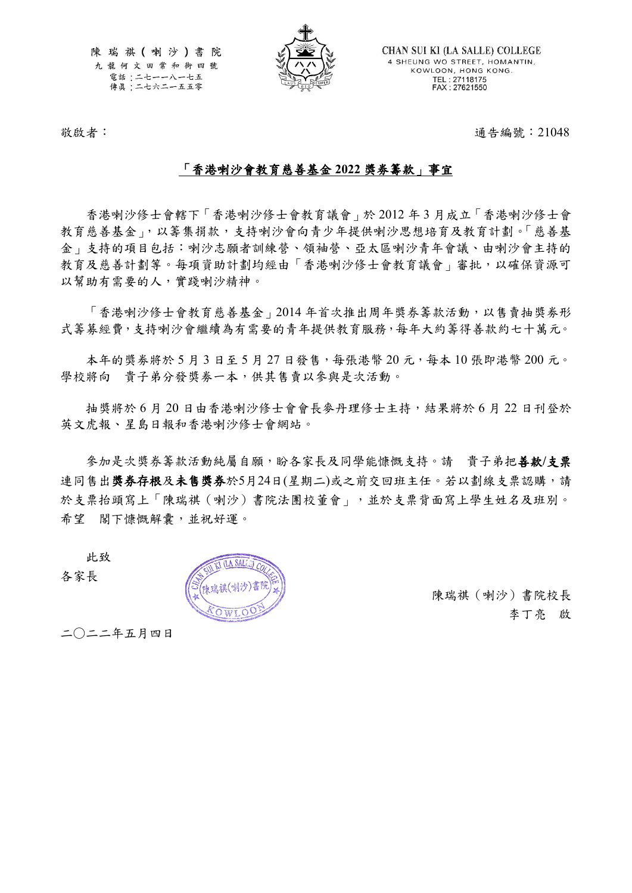陳瑞祺（喇沙）書院
九龍何文田常和街四號
電話：二七一一八一七五
傳真：二七六二一五五零

CHAN SUI KI (LA SALLE) COLLEGE
4 SHEUNG WO STREET, HOMANTIN,
KOWLOON, HONG KONG.
TEL : 27118175
FAX : 27621550

敬啟者：

通告編號：21048

## 「香港喇沙會教育慈善基金 2022 獎券籌款」事宜

香港喇沙修士會轄下「香港喇沙修士會教育議會」於 2012 年 3 月成立「香港喇沙修士會教育慈善基金」，以籌集捐款，支持喇沙會向青少年提供喇沙思想培育及教育計劃。「慈善基金」支持的項目包括：喇沙志願者訓練營、領袖營、亞太區喇沙青年會議、由喇沙會主持的教育及慈善計劃等。每項資助計劃均經由「香港喇沙修士會教育議會」審批，以確保資源可以幫助有需要的人，實踐喇沙精神。

「香港喇沙修士會教育慈善基金」2014 年首次推出周年獎券籌款活動，以售賣抽獎券形式籌募經費，支持喇沙會繼續為有需要的青年提供教育服務，每年大約籌得善款約七十萬元。

本年的獎券將於 5 月 3 日至 5 月 27 日發售，每張港幣 20 元，每本 10 張即港幣 200 元。學校將向　貴子弟分發獎券一本，供其售賣以參與是次活動。

抽獎將於 6 月 20 日由香港喇沙修士會會長麥丹理修士主持，結果將於 6 月 22 日刊登於英文虎報、星島日報和香港喇沙修士會網站。

參加是次獎券籌款活動純屬自願，盼各家長及同學能慷慨支持。請　貴子弟把**善款/支票**連同售出**獎券存根**及**未售獎券**於5月24日(星期二)或之前交回班主任。若以劃線支票認購，請於支票抬頭寫上「陳瑞祺（喇沙）書院法團校董會」，並於支票背面寫上學生姓名及班別。希望　閣下慷慨解囊，並祝好運。

此致

各家長

陳瑞祺（喇沙）書院校長
李丁亮　啟

二〇二二年五月四日